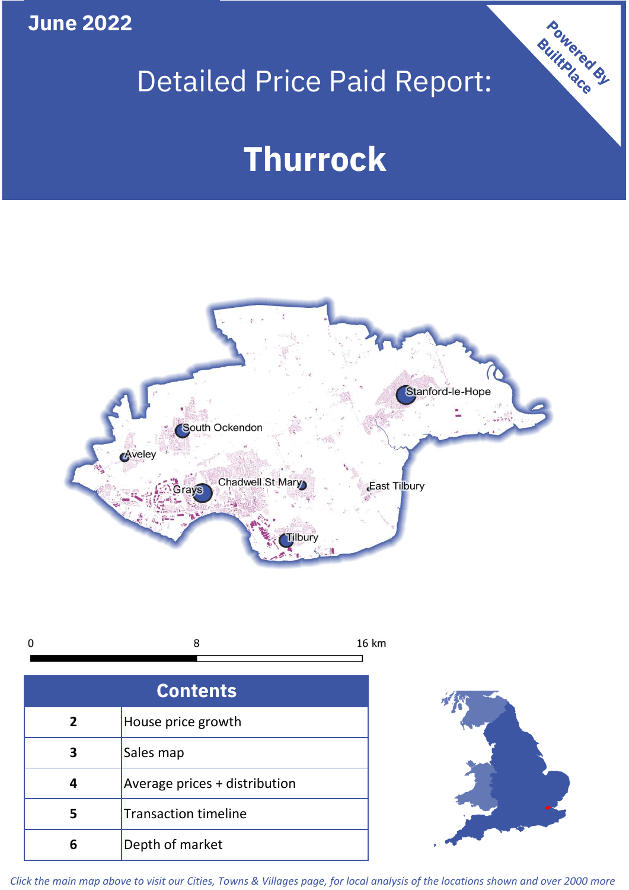June 2022

# Detailed Price Paid Report:

# Thurrock

Powered By BuiltPlace

Stanford-le-Hope

South Ockendon

Aveley

Grays

Chadwell St Mary

East Tilbury

Tilbury

0 8 16 km

| Contents | |
|---|---|
| 2 | House price growth |
| 3 | Sales map |
| 4 | Average prices + distribution |
| 5 | Transaction timeline |
| 6 | Depth of market |

*Click the main map above to visit our Cities, Towns & Villages page, for local analysis of the locations shown and over 2000 more*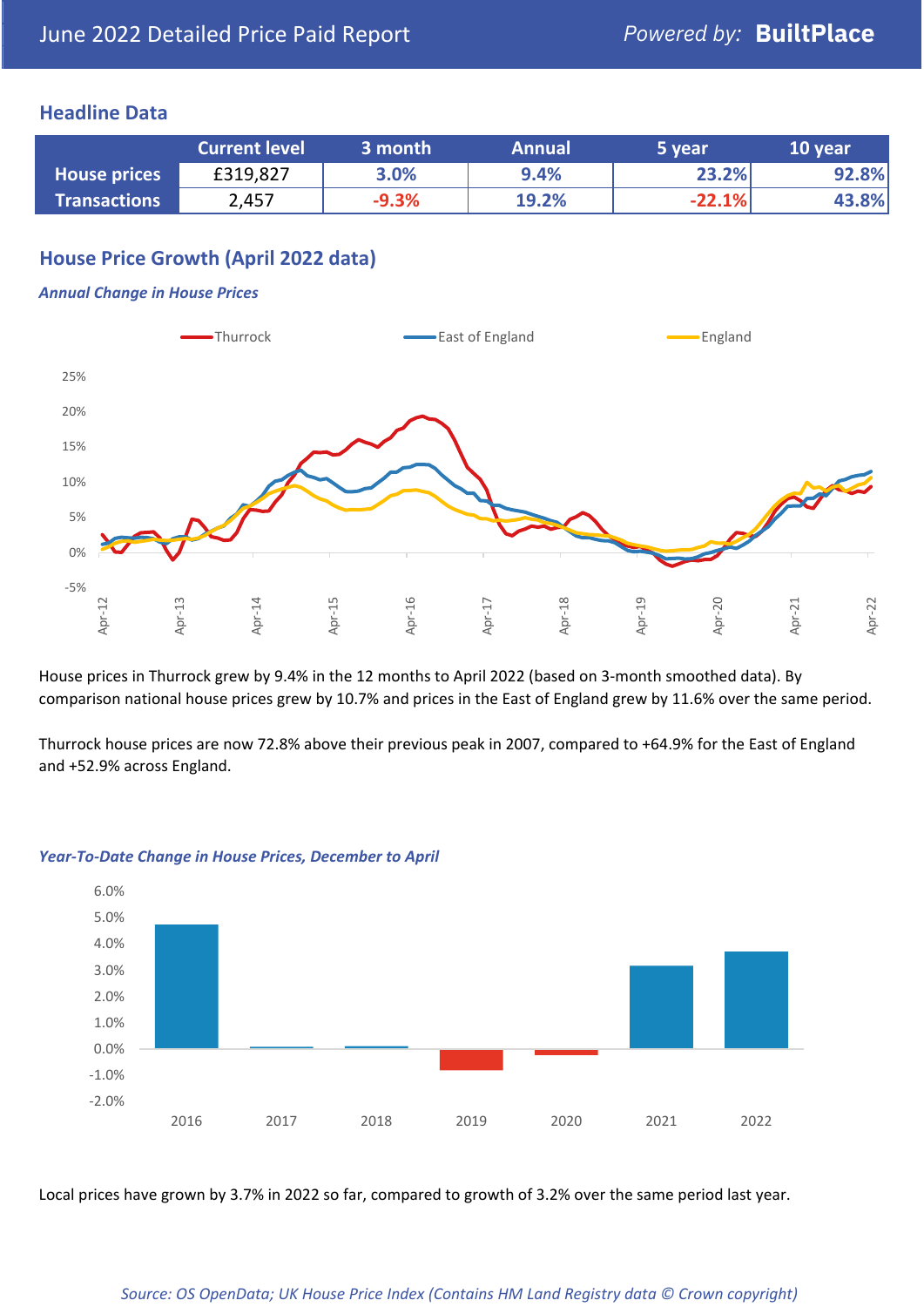June 2022 Detailed Price Paid Report

*Powered by:* **BuiltPlace**

## Headline Data

| | Current level | 3 month | Annual | 5 year | 10 year |
|---|---|---|---|---|---|
| **House prices** | £319,827 | 3.0% | 9.4% | 23.2% | 92.8% |
| **Transactions** | 2,457 | -9.3% | 19.2% | -22.1% | 43.8% |

## House Price Growth (April 2022 data)

### *Annual Change in House Prices*

House prices in Thurrock grew by 9.4% in the 12 months to April 2022 (based on 3-month smoothed data). By comparison national house prices grew by 10.7% and prices in the East of England grew by 11.6% over the same period.

Thurrock house prices are now 72.8% above their previous peak in 2007, compared to +64.9% for the East of England and +52.9% across England.

### *Year-To-Date Change in House Prices, December to April*

Local prices have grown by 3.7% in 2022 so far, compared to growth of 3.2% over the same period last year.

*Source: OS OpenData; UK House Price Index (Contains HM Land Registry data © Crown copyright)*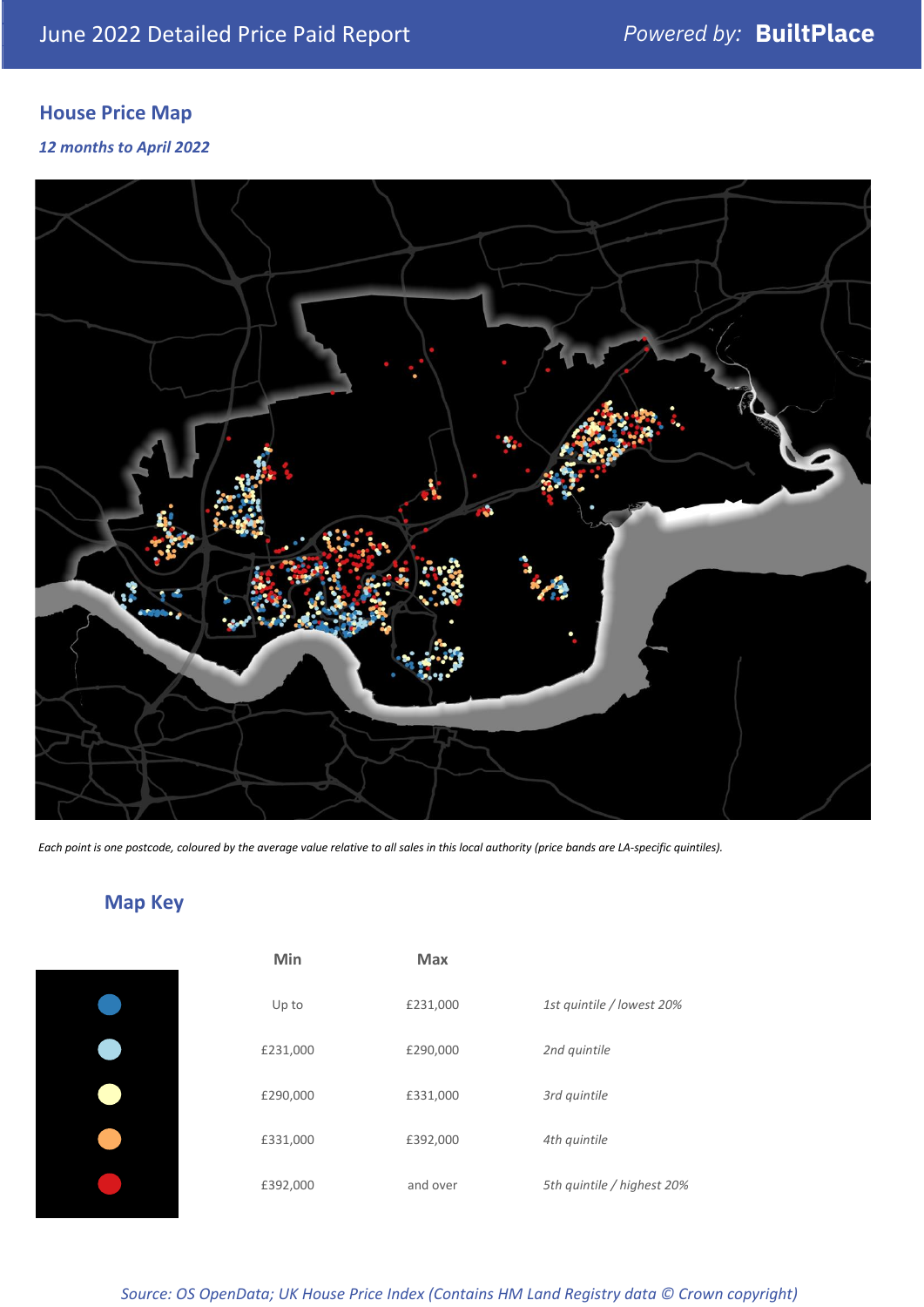June 2022 Detailed Price Paid Report

Powered by: **BuiltPlace**

## House Price Map

*12 months to April 2022*

*Each point is one postcode, coloured by the average value relative to all sales in this local authority (price bands are LA-specific quintiles).*

## Map Key

| | Min | Max | |
|---|---|---|---|
| | Up to | £231,000 | *1st quintile / lowest 20%* |
| | £231,000 | £290,000 | *2nd quintile* |
| | £290,000 | £331,000 | *3rd quintile* |
| | £331,000 | £392,000 | *4th quintile* |
| | £392,000 | and over | *5th quintile / highest 20%* |

*Source: OS OpenData; UK House Price Index (Contains HM Land Registry data © Crown copyright)*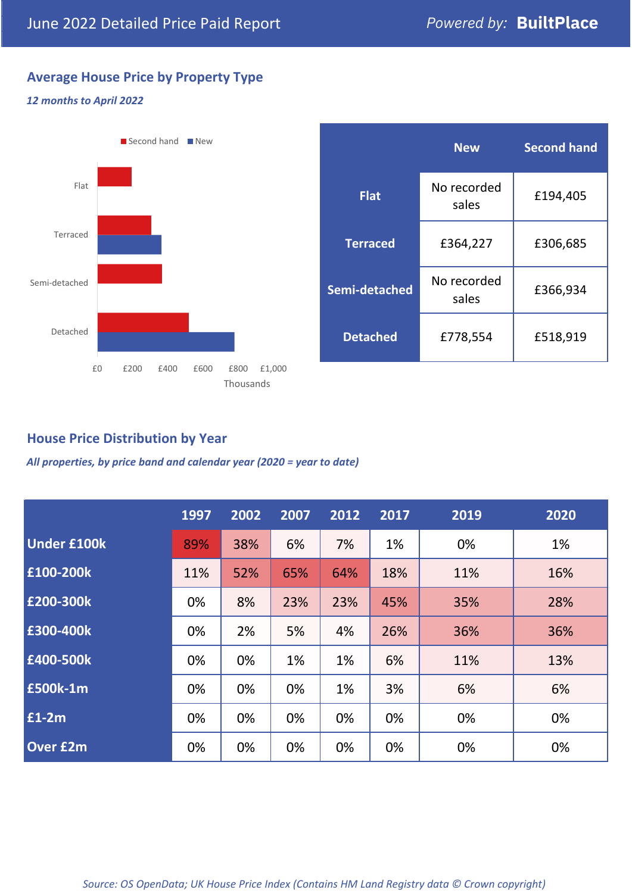June 2022 Detailed Price Paid Report — Powered by: **BuiltPlace**

## Average House Price by Property Type

*12 months to April 2022*

| | New | Second hand |
|---|---|---|
| **Flat** | No recorded sales | £194,405 |
| **Terraced** | £364,227 | £306,685 |
| **Semi-detached** | No recorded sales | £366,934 |
| **Detached** | £778,554 | £518,919 |

## House Price Distribution by Year

*All properties, by price band and calendar year (2020 = year to date)*

| | 1997 | 2002 | 2007 | 2012 | 2017 | 2019 | 2020 |
|---|---|---|---|---|---|---|---|
| **Under £100k** | 89% | 38% | 6% | 7% | 1% | 0% | 1% |
| **£100-200k** | 11% | 52% | 65% | 64% | 18% | 11% | 16% |
| **£200-300k** | 0% | 8% | 23% | 23% | 45% | 35% | 28% |
| **£300-400k** | 0% | 2% | 5% | 4% | 26% | 36% | 36% |
| **£400-500k** | 0% | 0% | 1% | 1% | 6% | 11% | 13% |
| **£500k-1m** | 0% | 0% | 0% | 1% | 3% | 6% | 6% |
| **£1-2m** | 0% | 0% | 0% | 0% | 0% | 0% | 0% |
| **Over £2m** | 0% | 0% | 0% | 0% | 0% | 0% | 0% |

*Source: OS OpenData; UK House Price Index (Contains HM Land Registry data © Crown copyright)*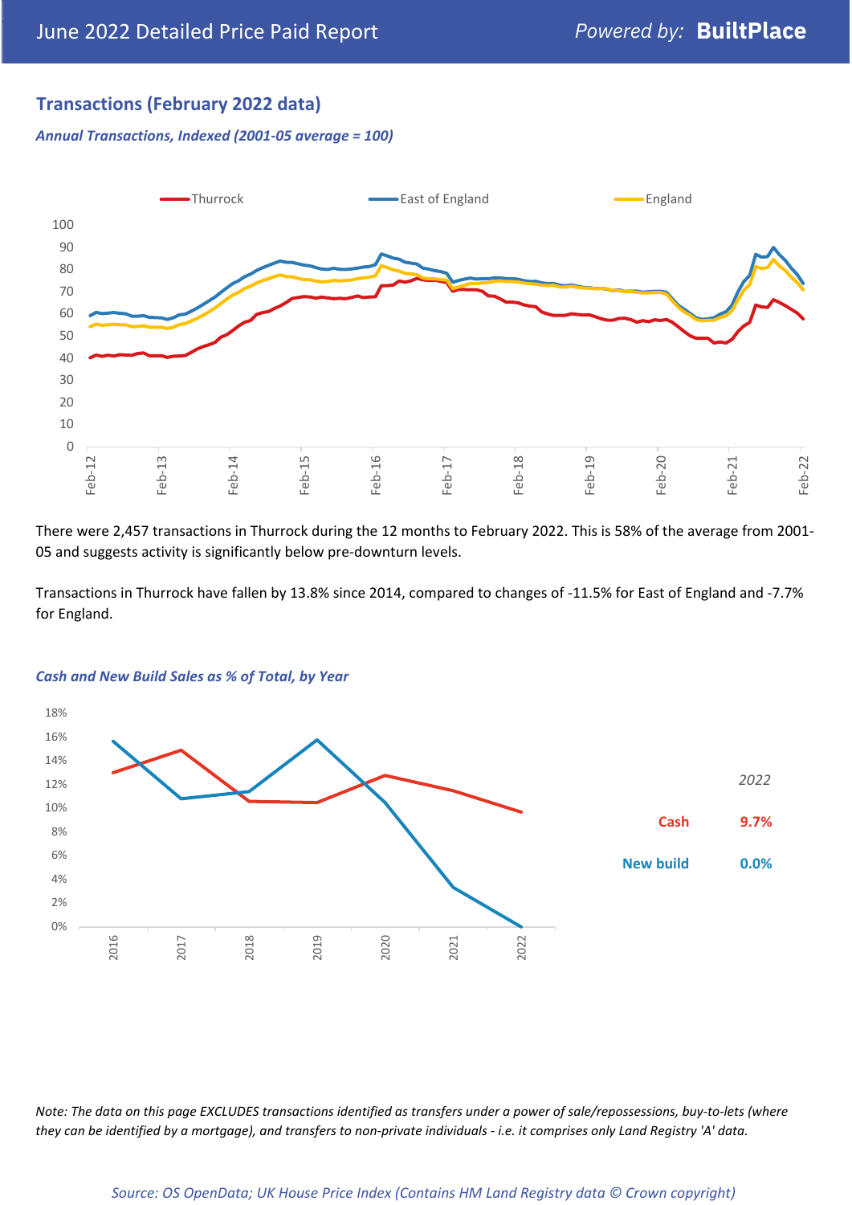## Transactions (February 2022 data)

*Annual Transactions, Indexed (2001-05 average = 100)*

There were 2,457 transactions in Thurrock during the 12 months to February 2022. This is 58% of the average from 2001-05 and suggests activity is significantly below pre-downturn levels.

Transactions in Thurrock have fallen by 13.8% since 2014, compared to changes of -11.5% for East of England and -7.7% for England.

*Cash and New Build Sales as % of Total, by Year*

| *2022* | |
|---|---|
| Cash | 9.7% |
| New build | 0.0% |

*Note: The data on this page EXCLUDES transactions identified as transfers under a power of sale/repossessions, buy-to-lets (where they can be identified by a mortgage), and transfers to non-private individuals - i.e. it comprises only Land Registry 'A' data.*

*Source: OS OpenData; UK House Price Index (Contains HM Land Registry data © Crown copyright)*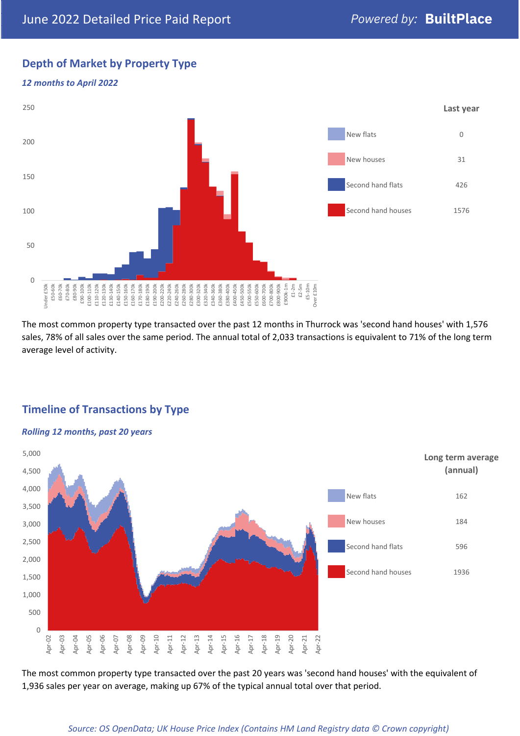June 2022 Detailed Price Paid Report

*Powered by:* **BuiltPlace**

## Depth of Market by Property Type

*12 months to April 2022*

250
200
150
100
50
0

Under £50k, £50-60k, £60-70k, £70-80k, £80-90k, £90-100k, £100-110k, £110-120k, £120-130k, £130-140k, £140-150k, £150-160k, £160-170k, £170-180k, £180-190k, £190-200k, £200-220k, £220-240k, £240-260k, £260-280k, £280-300k, £300-320k, £320-340k, £340-360k, £360-380k, £380-400k, £400-450k, £450-500k, £500-550k, £550-600k, £600-700k, £700-800k, £800-900k, £900k-1m, £1-2m, £2-5m, £5-10m, Over £10m

Last year

New flats 0
New houses 31
Second hand flats 426
Second hand houses 1576

The most common property type transacted over the past 12 months in Thurrock was 'second hand houses' with 1,576 sales, 78% of all sales over the same period. The annual total of 2,033 transactions is equivalent to 71% of the long term average level of activity.

## Timeline of Transactions by Type

*Rolling 12 months, past 20 years*

5,000
4,500
4,000
3,500
3,000
2,500
2,000
1,500
1,000
500
0

Apr-02, Apr-03, Apr-04, Apr-05, Apr-06, Apr-07, Apr-08, Apr-09, Apr-10, Apr-11, Apr-12, Apr-13, Apr-14, Apr-15, Apr-16, Apr-17, Apr-18, Apr-19, Apr-20, Apr-21, Apr-22

Long term average (annual)

New flats 162
New houses 184
Second hand flats 596
Second hand houses 1936

The most common property type transacted over the past 20 years was 'second hand houses' with the equivalent of 1,936 sales per year on average, making up 67% of the typical annual total over that period.

*Source: OS OpenData; UK House Price Index (Contains HM Land Registry data © Crown copyright)*